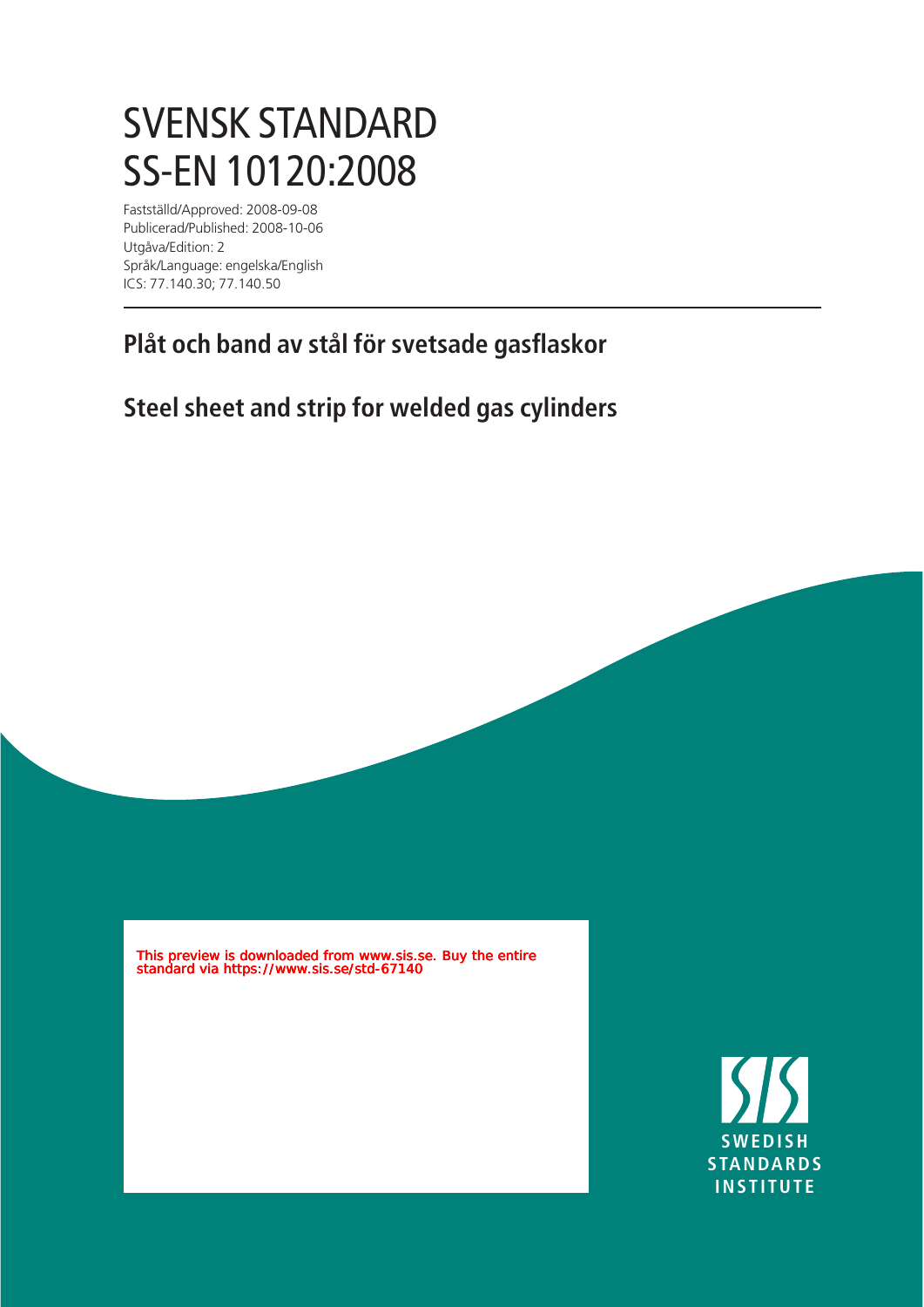# SVENSK STANDARD
# SS-EN 10120:2008

Fastställd/Approved: 2008-09-08
Publicerad/Published: 2008-10-06
Utgåva/Edition: 2
Språk/Language: engelska/English
ICS: 77.140.30; 77.140.50

## Plåt och band av stål för svetsade gasflaskor

## Steel sheet and strip for welded gas cylinders

This preview is downloaded from www.sis.se. Buy the entire standard via https://www.sis.se/std-67140

SWEDISH STANDARDS INSTITUTE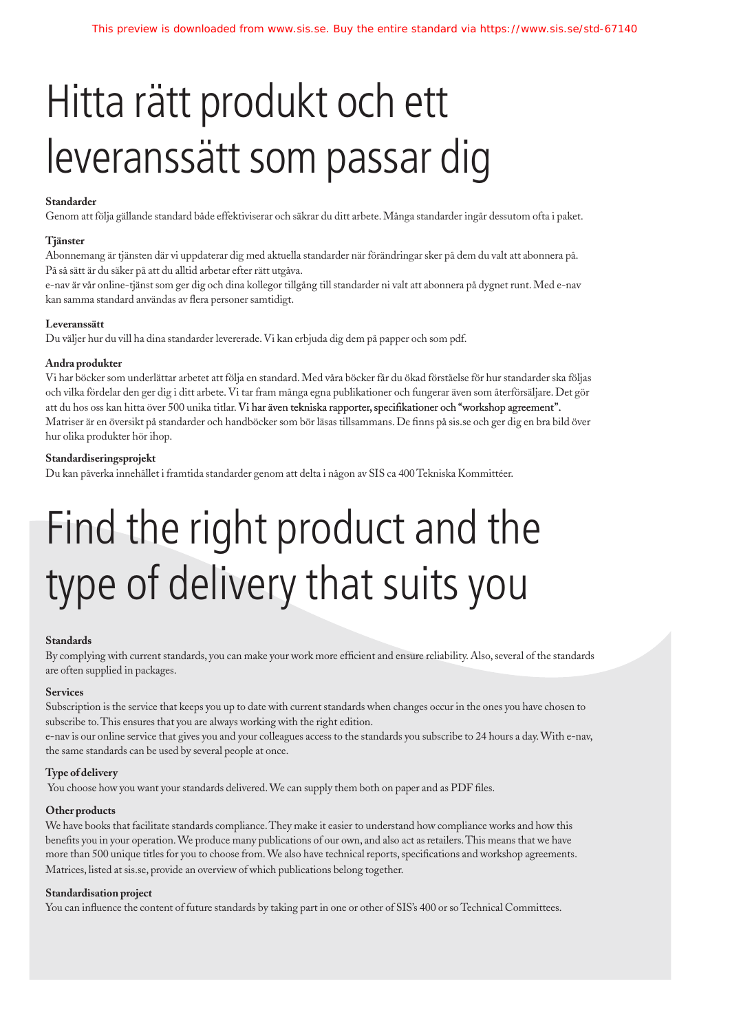# Hitta rätt produkt och ett leveranssätt som passar dig

**Standarder**

Genom att följa gällande standard både effektiviserar och säkrar du ditt arbete. Många standarder ingår dessutom ofta i paket.

**Tjänster**

Abonnemang är tjänsten där vi uppdaterar dig med aktuella standarder när förändringar sker på dem du valt att abonnera på. På så sätt är du säker på att du alltid arbetar efter rätt utgåva.

e-nav är vår online-tjänst som ger dig och dina kollegor tillgång till standarder ni valt att abonnera på dygnet runt. Med e-nav kan samma standard användas av flera personer samtidigt.

**Leveranssätt**

Du väljer hur du vill ha dina standarder levererade. Vi kan erbjuda dig dem på papper och som pdf.

**Andra produkter**

Vi har böcker som underlättar arbetet att följa en standard. Med våra böcker får du ökad förståelse för hur standarder ska följas och vilka fördelar den ger dig i ditt arbete. Vi tar fram många egna publikationer och fungerar även som återförsäljare. Det gör att du hos oss kan hitta över 500 unika titlar. Vi har även tekniska rapporter, specifikationer och "workshop agreement". Matriser är en översikt på standarder och handböcker som bör läsas tillsammans. De finns på sis.se och ger dig en bra bild över hur olika produkter hör ihop.

**Standardiseringsprojekt**

Du kan påverka innehållet i framtida standarder genom att delta i någon av SIS ca 400 Tekniska Kommittéer.

# Find the right product and the type of delivery that suits you

**Standards**

By complying with current standards, you can make your work more efficient and ensure reliability. Also, several of the standards are often supplied in packages.

**Services**

Subscription is the service that keeps you up to date with current standards when changes occur in the ones you have chosen to subscribe to. This ensures that you are always working with the right edition.

e-nav is our online service that gives you and your colleagues access to the standards you subscribe to 24 hours a day. With e-nav, the same standards can be used by several people at once.

**Type of delivery**

You choose how you want your standards delivered. We can supply them both on paper and as PDF files.

**Other products**

We have books that facilitate standards compliance. They make it easier to understand how compliance works and how this benefits you in your operation. We produce many publications of our own, and also act as retailers. This means that we have more than 500 unique titles for you to choose from. We also have technical reports, specifications and workshop agreements. Matrices, listed at sis.se, provide an overview of which publications belong together.

**Standardisation project**

You can influence the content of future standards by taking part in one or other of SIS's 400 or so Technical Committees.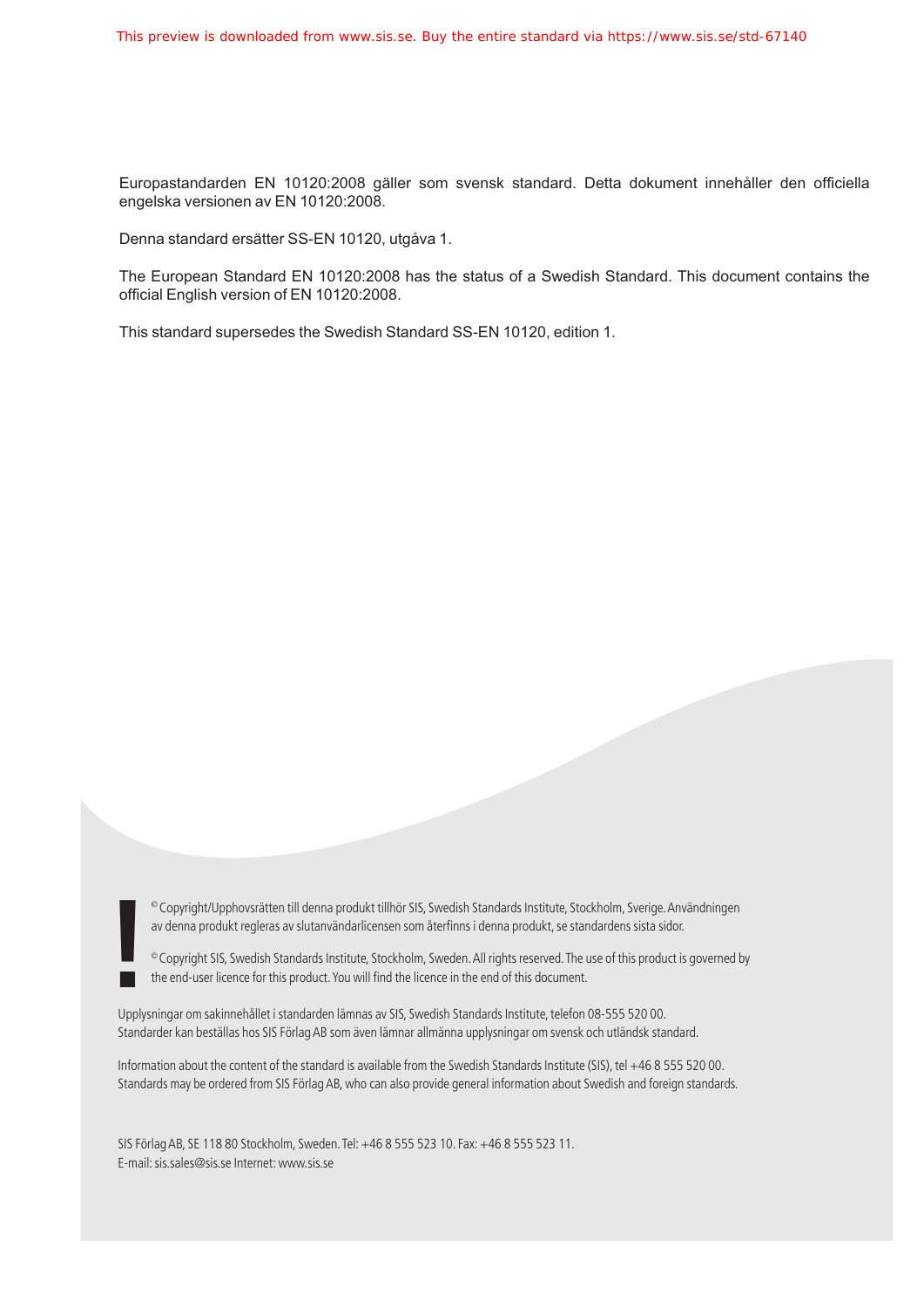Europastandarden EN 10120:2008 gäller som svensk standard. Detta dokument innehåller den officiella engelska versionen av EN 10120:2008.

Denna standard ersätter SS-EN 10120, utgåva 1.

The European Standard EN 10120:2008 has the status of a Swedish Standard. This document contains the official English version of EN 10120:2008.

This standard supersedes the Swedish Standard SS-EN 10120, edition 1.

© Copyright/Upphovsrätten till denna produkt tillhör SIS, Swedish Standards Institute, Stockholm, Sverige. Användningen av denna produkt regleras av slutanvändarlicensen som återfinns i denna produkt, se standardens sista sidor.

© Copyright SIS, Swedish Standards Institute, Stockholm, Sweden. All rights reserved. The use of this product is governed by the end-user licence for this product. You will find the licence in the end of this document.

Upplysningar om sakinnehållet i standarden lämnas av SIS, Swedish Standards Institute, telefon 08-555 520 00.
Standarder kan beställas hos SIS Förlag AB som även lämnar allmänna upplysningar om svensk och utländsk standard.

Information about the content of the standard is available from the Swedish Standards Institute (SIS), tel +46 8 555 520 00.
Standards may be ordered from SIS Förlag AB, who can also provide general information about Swedish and foreign standards.

SIS Förlag AB, SE 118 80 Stockholm, Sweden. Tel: +46 8 555 523 10. Fax: +46 8 555 523 11.
E-mail: sis.sales@sis.se Internet: www.sis.se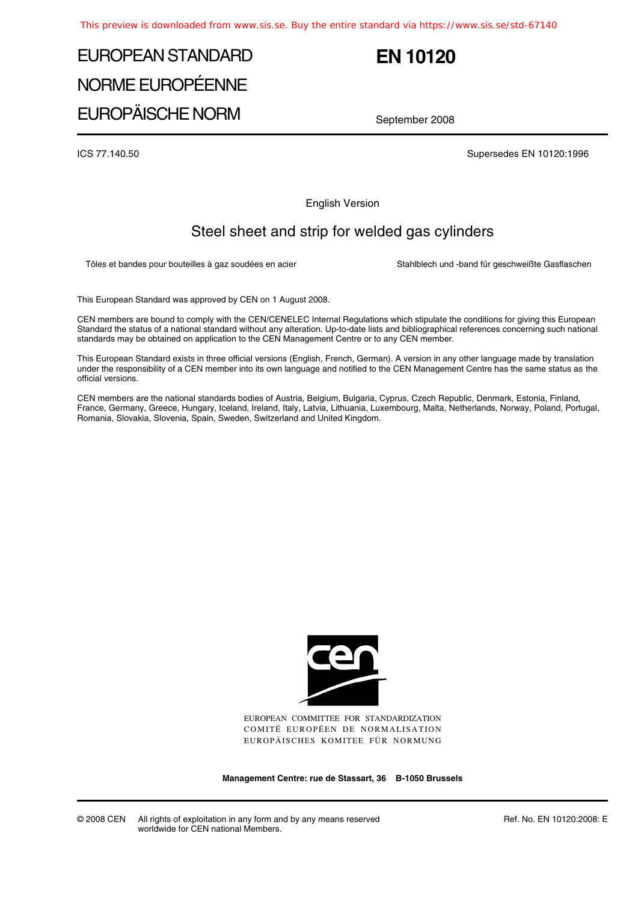# EUROPEAN STANDARD
# NORME EUROPÉENNE
# EUROPÄISCHE NORM

# EN 10120

September 2008

ICS 77.140.50

Supersedes EN 10120:1996

English Version

## Steel sheet and strip for welded gas cylinders

Tôles et bandes pour bouteilles à gaz soudées en acier

Stahlblech und -band für geschweißte Gasflaschen

This European Standard was approved by CEN on 1 August 2008.

CEN members are bound to comply with the CEN/CENELEC Internal Regulations which stipulate the conditions for giving this European Standard the status of a national standard without any alteration. Up-to-date lists and bibliographical references concerning such national standards may be obtained on application to the CEN Management Centre or to any CEN member.

This European Standard exists in three official versions (English, French, German). A version in any other language made by translation under the responsibility of a CEN member into its own language and notified to the CEN Management Centre has the same status as the official versions.

CEN members are the national standards bodies of Austria, Belgium, Bulgaria, Cyprus, Czech Republic, Denmark, Estonia, Finland, France, Germany, Greece, Hungary, Iceland, Ireland, Italy, Latvia, Lithuania, Luxembourg, Malta, Netherlands, Norway, Poland, Portugal, Romania, Slovakia, Slovenia, Spain, Sweden, Switzerland and United Kingdom.

EUROPEAN COMMITTEE FOR STANDARDIZATION
COMITÉ EUROPÉEN DE NORMALISATION
EUROPÄISCHES KOMITEE FÜR NORMUNG

**Management Centre: rue de Stassart, 36 B-1050 Brussels**

© 2008 CEN All rights of exploitation in any form and by any means reserved worldwide for CEN national Members.

Ref. No. EN 10120:2008: E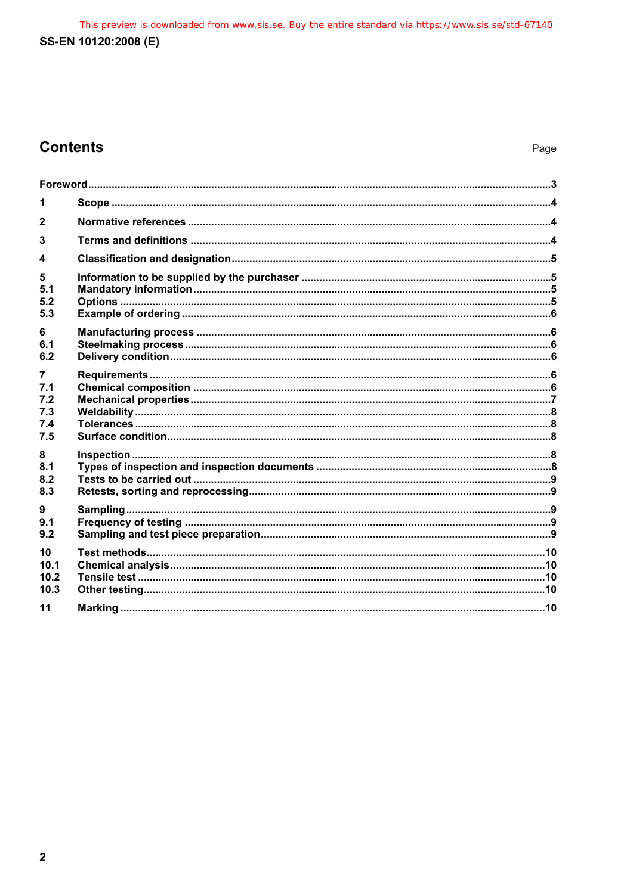# Contents

Page

Foreword ....................................................................................................3

1 Scope ....................................................................................................4

2 Normative references ....................................................................................................4

3 Terms and definitions ....................................................................................................4

4 Classification and designation ....................................................................................................5

5 Information to be supplied by the purchaser ....................................................................................................5
5.1 Mandatory information ....................................................................................................5
5.2 Options ....................................................................................................5
5.3 Example of ordering ....................................................................................................6

6 Manufacturing process ....................................................................................................6
6.1 Steelmaking process ....................................................................................................6
6.2 Delivery condition ....................................................................................................6

7 Requirements ....................................................................................................6
7.1 Chemical composition ....................................................................................................6
7.2 Mechanical properties ....................................................................................................7
7.3 Weldability ....................................................................................................8
7.4 Tolerances ....................................................................................................8
7.5 Surface condition ....................................................................................................8

8 Inspection ....................................................................................................8
8.1 Types of inspection and inspection documents ....................................................................................................8
8.2 Tests to be carried out ....................................................................................................9
8.3 Retests, sorting and reprocessing ....................................................................................................9

9 Sampling ....................................................................................................9
9.1 Frequency of testing ....................................................................................................9
9.2 Sampling and test piece preparation ....................................................................................................9

10 Test methods ....................................................................................................10
10.1 Chemical analysis ....................................................................................................10
10.2 Tensile test ....................................................................................................10
10.3 Other testing ....................................................................................................10

11 Marking ....................................................................................................10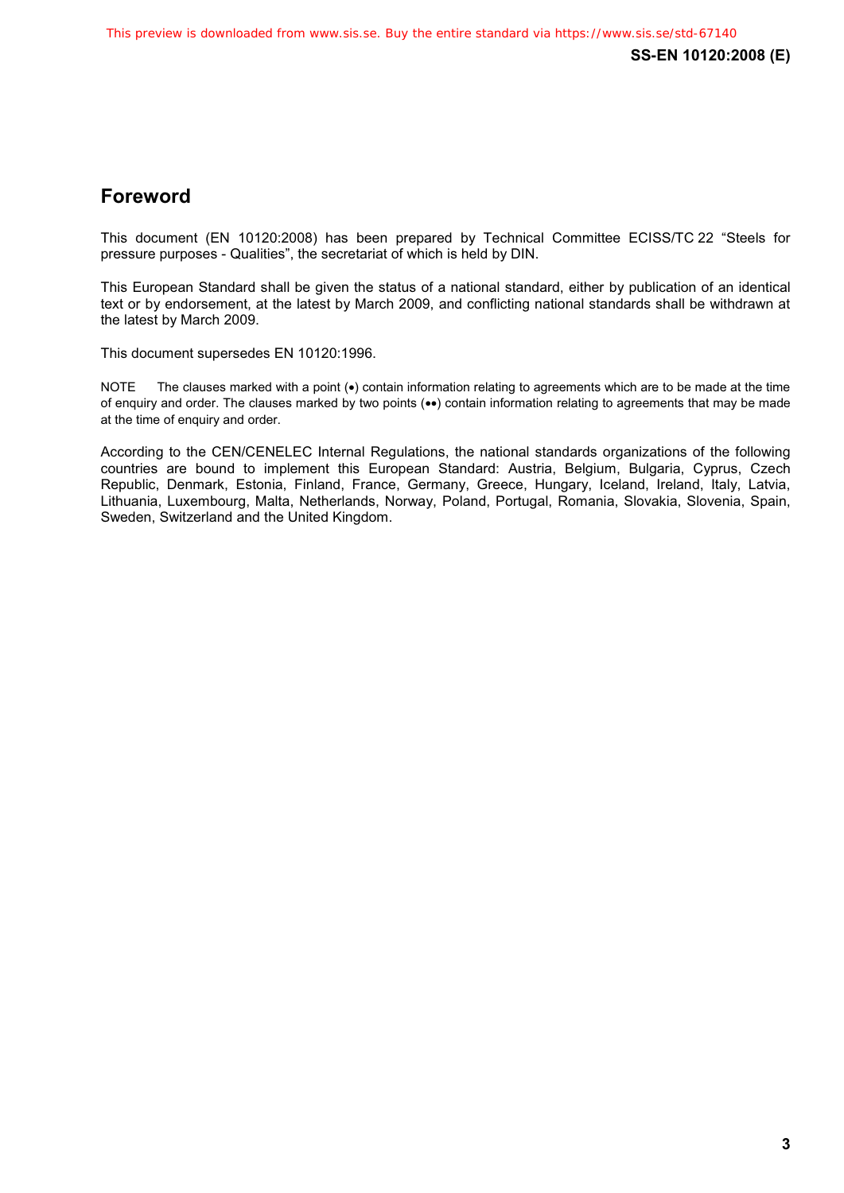## Foreword

This document (EN 10120:2008) has been prepared by Technical Committee ECISS/TC 22 "Steels for pressure purposes - Qualities", the secretariat of which is held by DIN.

This European Standard shall be given the status of a national standard, either by publication of an identical text or by endorsement, at the latest by March 2009, and conflicting national standards shall be withdrawn at the latest by March 2009.

This document supersedes EN 10120:1996.

NOTE The clauses marked with a point (•) contain information relating to agreements which are to be made at the time of enquiry and order. The clauses marked by two points (••) contain information relating to agreements that may be made at the time of enquiry and order.

According to the CEN/CENELEC Internal Regulations, the national standards organizations of the following countries are bound to implement this European Standard: Austria, Belgium, Bulgaria, Cyprus, Czech Republic, Denmark, Estonia, Finland, France, Germany, Greece, Hungary, Iceland, Ireland, Italy, Latvia, Lithuania, Luxembourg, Malta, Netherlands, Norway, Poland, Portugal, Romania, Slovakia, Slovenia, Spain, Sweden, Switzerland and the United Kingdom.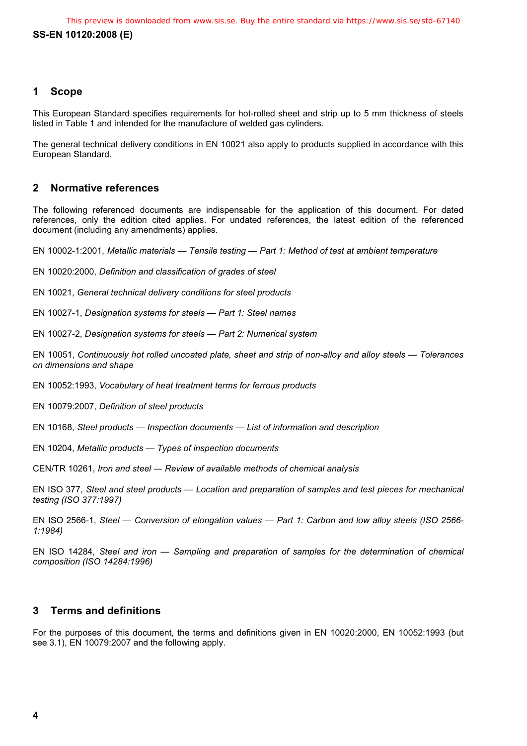## 1 Scope

This European Standard specifies requirements for hot-rolled sheet and strip up to 5 mm thickness of steels listed in Table 1 and intended for the manufacture of welded gas cylinders.

The general technical delivery conditions in EN 10021 also apply to products supplied in accordance with this European Standard.

## 2 Normative references

The following referenced documents are indispensable for the application of this document. For dated references, only the edition cited applies. For undated references, the latest edition of the referenced document (including any amendments) applies.

EN 10002-1:2001, *Metallic materials — Tensile testing — Part 1: Method of test at ambient temperature*

EN 10020:2000, *Definition and classification of grades of steel*

EN 10021, *General technical delivery conditions for steel products*

EN 10027-1, *Designation systems for steels — Part 1: Steel names*

EN 10027-2, *Designation systems for steels — Part 2: Numerical system*

EN 10051, *Continuously hot rolled uncoated plate, sheet and strip of non-alloy and alloy steels — Tolerances on dimensions and shape*

EN 10052:1993, *Vocabulary of heat treatment terms for ferrous products*

EN 10079:2007, *Definition of steel products*

EN 10168, *Steel products — Inspection documents — List of information and description*

EN 10204, *Metallic products — Types of inspection documents*

CEN/TR 10261, *Iron and steel — Review of available methods of chemical analysis*

EN ISO 377, *Steel and steel products — Location and preparation of samples and test pieces for mechanical testing (ISO 377:1997)*

EN ISO 2566-1, *Steel — Conversion of elongation values — Part 1: Carbon and low alloy steels (ISO 2566-1:1984)*

EN ISO 14284, *Steel and iron — Sampling and preparation of samples for the determination of chemical composition (ISO 14284:1996)*

## 3 Terms and definitions

For the purposes of this document, the terms and definitions given in EN 10020:2000, EN 10052:1993 (but see 3.1), EN 10079:2007 and the following apply.